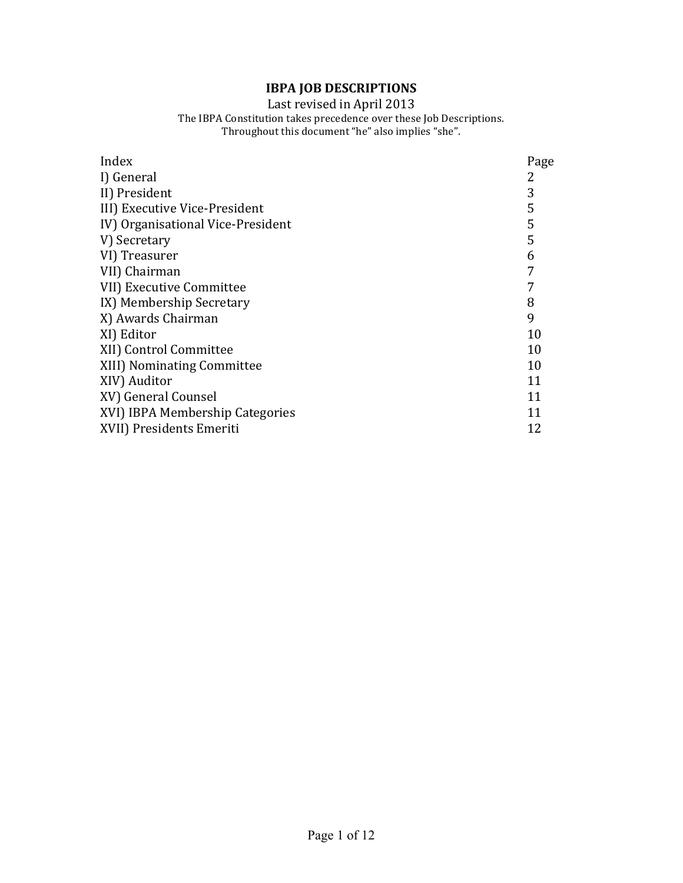# IBPA JOB DESCRIPTIONS

Last revised in April 2013

The IBPA Constitution takes precedence over these Job Descriptions.
Throughout this document "he" also implies "she".

| Index | Page |
|---|---|
| I) General | 2 |
| II) President | 3 |
| III) Executive Vice-President | 5 |
| IV) Organisational Vice-President | 5 |
| V) Secretary | 5 |
| VI) Treasurer | 6 |
| VII) Chairman | 7 |
| VII) Executive Committee | 7 |
| IX) Membership Secretary | 8 |
| X) Awards Chairman | 9 |
| XI) Editor | 10 |
| XII) Control Committee | 10 |
| XIII) Nominating Committee | 10 |
| XIV) Auditor | 11 |
| XV) General Counsel | 11 |
| XVI) IBPA Membership Categories | 11 |
| XVII) Presidents Emeriti | 12 |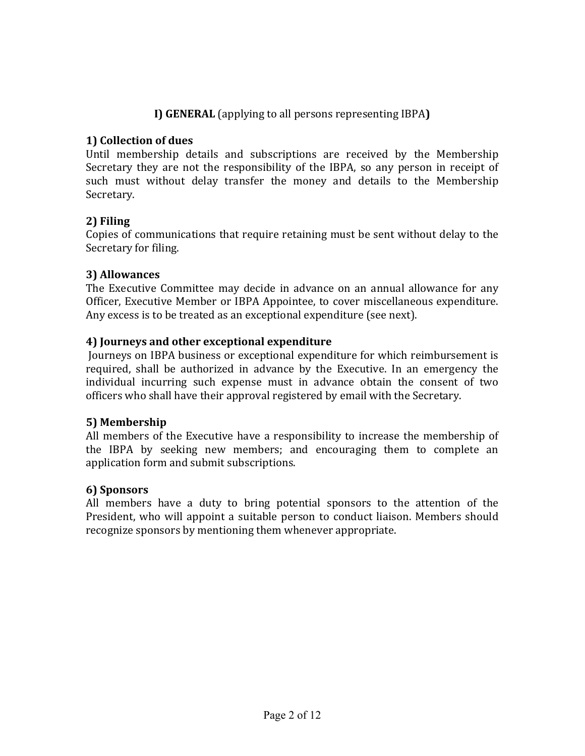## I) GENERAL (applying to all persons representing IBPA)

### 1) Collection of dues

Until membership details and subscriptions are received by the Membership Secretary they are not the responsibility of the IBPA, so any person in receipt of such must without delay transfer the money and details to the Membership Secretary.

### 2) Filing

Copies of communications that require retaining must be sent without delay to the Secretary for filing.

### 3) Allowances

The Executive Committee may decide in advance on an annual allowance for any Officer, Executive Member or IBPA Appointee, to cover miscellaneous expenditure. Any excess is to be treated as an exceptional expenditure (see next).

### 4) Journeys and other exceptional expenditure

Journeys on IBPA business or exceptional expenditure for which reimbursement is required, shall be authorized in advance by the Executive. In an emergency the individual incurring such expense must in advance obtain the consent of two officers who shall have their approval registered by email with the Secretary.

### 5) Membership

All members of the Executive have a responsibility to increase the membership of the IBPA by seeking new members; and encouraging them to complete an application form and submit subscriptions.

### 6) Sponsors

All members have a duty to bring potential sponsors to the attention of the President, who will appoint a suitable person to conduct liaison. Members should recognize sponsors by mentioning them whenever appropriate.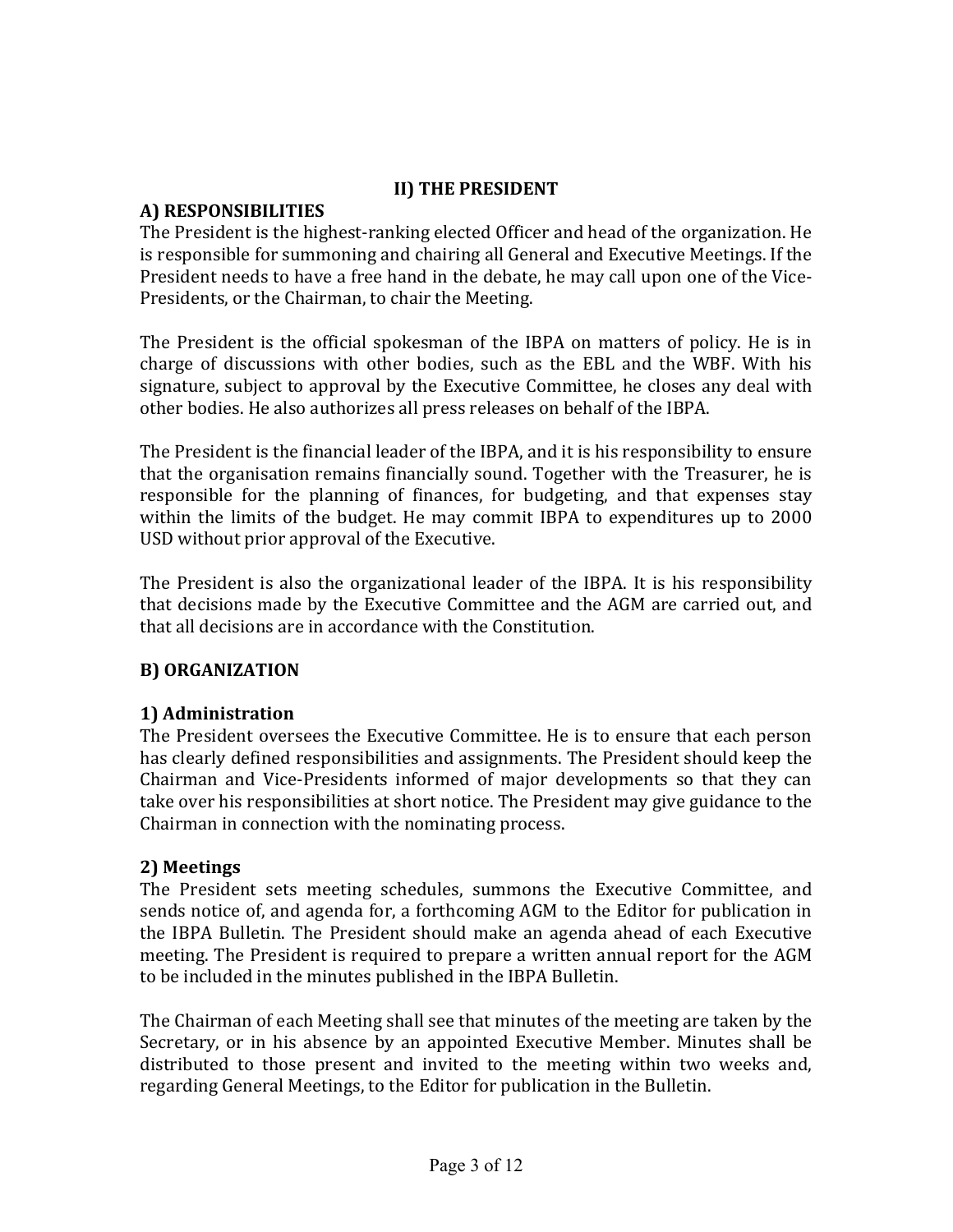## II) THE PRESIDENT

### A) RESPONSIBILITIES

The President is the highest-ranking elected Officer and head of the organization. He is responsible for summoning and chairing all General and Executive Meetings. If the President needs to have a free hand in the debate, he may call upon one of the Vice-Presidents, or the Chairman, to chair the Meeting.

The President is the official spokesman of the IBPA on matters of policy. He is in charge of discussions with other bodies, such as the EBL and the WBF. With his signature, subject to approval by the Executive Committee, he closes any deal with other bodies. He also authorizes all press releases on behalf of the IBPA.

The President is the financial leader of the IBPA, and it is his responsibility to ensure that the organisation remains financially sound. Together with the Treasurer, he is responsible for the planning of finances, for budgeting, and that expenses stay within the limits of the budget. He may commit IBPA to expenditures up to 2000 USD without prior approval of the Executive.

The President is also the organizational leader of the IBPA. It is his responsibility that decisions made by the Executive Committee and the AGM are carried out, and that all decisions are in accordance with the Constitution.

### B) ORGANIZATION

#### 1) Administration

The President oversees the Executive Committee. He is to ensure that each person has clearly defined responsibilities and assignments. The President should keep the Chairman and Vice-Presidents informed of major developments so that they can take over his responsibilities at short notice. The President may give guidance to the Chairman in connection with the nominating process.

#### 2) Meetings

The President sets meeting schedules, summons the Executive Committee, and sends notice of, and agenda for, a forthcoming AGM to the Editor for publication in the IBPA Bulletin. The President should make an agenda ahead of each Executive meeting. The President is required to prepare a written annual report for the AGM to be included in the minutes published in the IBPA Bulletin.

The Chairman of each Meeting shall see that minutes of the meeting are taken by the Secretary, or in his absence by an appointed Executive Member. Minutes shall be distributed to those present and invited to the meeting within two weeks and, regarding General Meetings, to the Editor for publication in the Bulletin.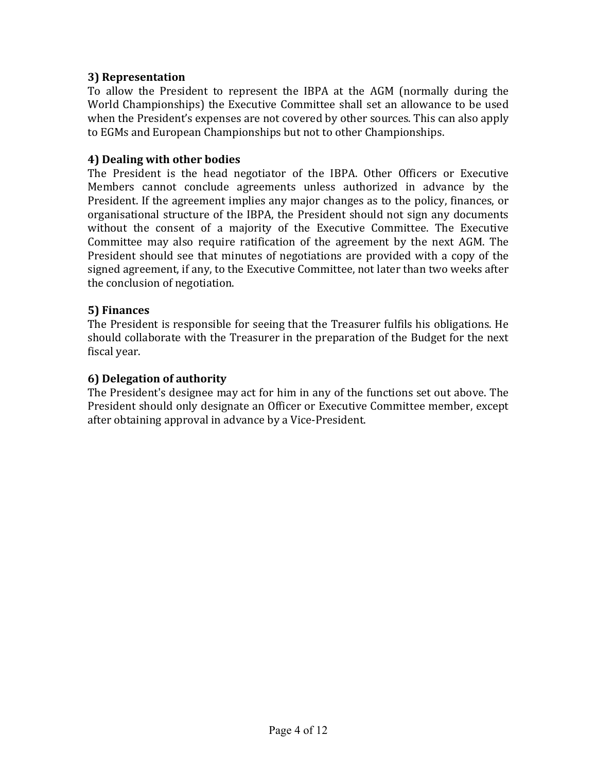### 3) Representation

To allow the President to represent the IBPA at the AGM (normally during the World Championships) the Executive Committee shall set an allowance to be used when the President's expenses are not covered by other sources. This can also apply to EGMs and European Championships but not to other Championships.

### 4) Dealing with other bodies

The President is the head negotiator of the IBPA. Other Officers or Executive Members cannot conclude agreements unless authorized in advance by the President. If the agreement implies any major changes as to the policy, finances, or organisational structure of the IBPA, the President should not sign any documents without the consent of a majority of the Executive Committee. The Executive Committee may also require ratification of the agreement by the next AGM. The President should see that minutes of negotiations are provided with a copy of the signed agreement, if any, to the Executive Committee, not later than two weeks after the conclusion of negotiation.

### 5) Finances

The President is responsible for seeing that the Treasurer fulfils his obligations. He should collaborate with the Treasurer in the preparation of the Budget for the next fiscal year.

### 6) Delegation of authority

The President's designee may act for him in any of the functions set out above. The President should only designate an Officer or Executive Committee member, except after obtaining approval in advance by a Vice-President.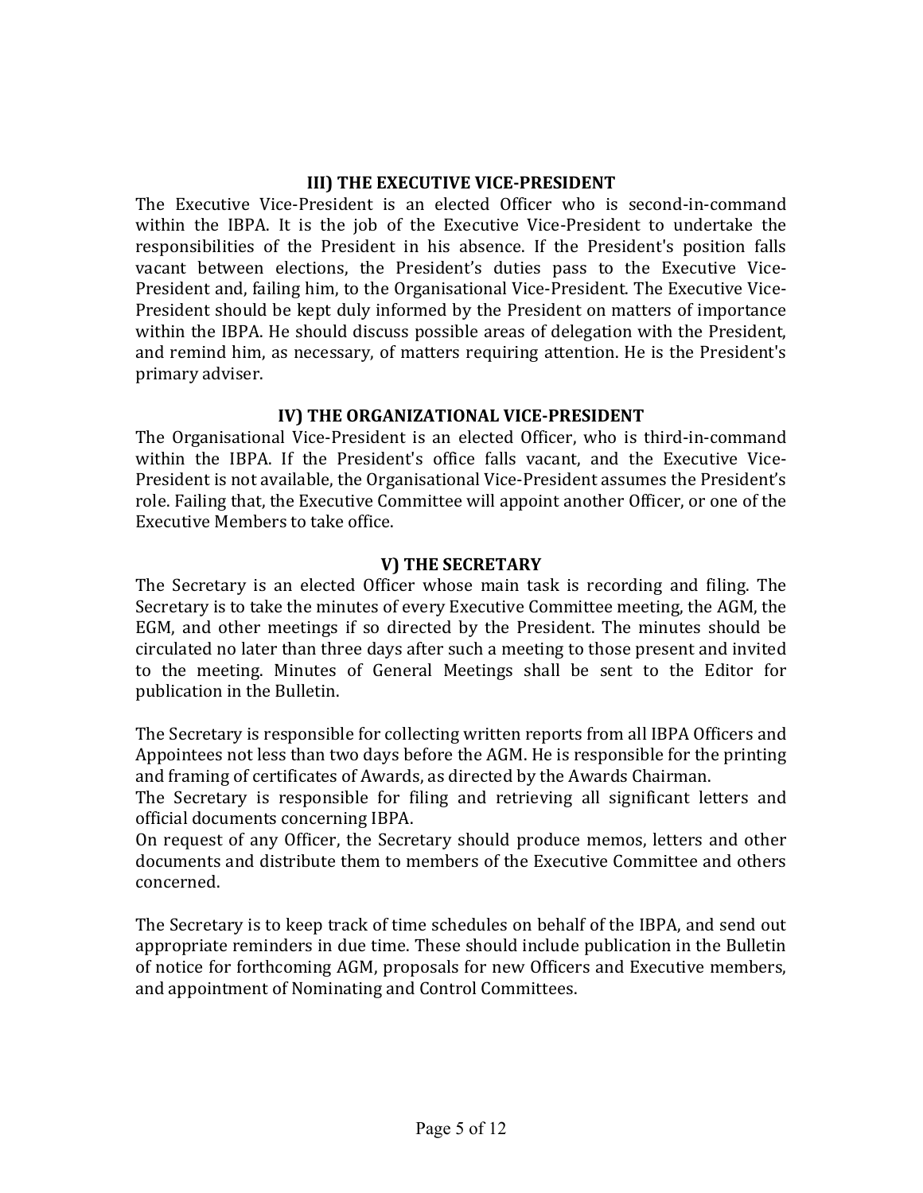### III) THE EXECUTIVE VICE-PRESIDENT

The Executive Vice-President is an elected Officer who is second-in-command within the IBPA. It is the job of the Executive Vice-President to undertake the responsibilities of the President in his absence. If the President's position falls vacant between elections, the President's duties pass to the Executive Vice-President and, failing him, to the Organisational Vice-President. The Executive Vice-President should be kept duly informed by the President on matters of importance within the IBPA. He should discuss possible areas of delegation with the President, and remind him, as necessary, of matters requiring attention. He is the President's primary adviser.

### IV) THE ORGANIZATIONAL VICE-PRESIDENT

The Organisational Vice-President is an elected Officer, who is third-in-command within the IBPA. If the President's office falls vacant, and the Executive Vice-President is not available, the Organisational Vice-President assumes the President's role. Failing that, the Executive Committee will appoint another Officer, or one of the Executive Members to take office.

### V) THE SECRETARY

The Secretary is an elected Officer whose main task is recording and filing. The Secretary is to take the minutes of every Executive Committee meeting, the AGM, the EGM, and other meetings if so directed by the President. The minutes should be circulated no later than three days after such a meeting to those present and invited to the meeting. Minutes of General Meetings shall be sent to the Editor for publication in the Bulletin.

The Secretary is responsible for collecting written reports from all IBPA Officers and Appointees not less than two days before the AGM. He is responsible for the printing and framing of certificates of Awards, as directed by the Awards Chairman.
The Secretary is responsible for filing and retrieving all significant letters and official documents concerning IBPA.
On request of any Officer, the Secretary should produce memos, letters and other documents and distribute them to members of the Executive Committee and others concerned.

The Secretary is to keep track of time schedules on behalf of the IBPA, and send out appropriate reminders in due time. These should include publication in the Bulletin of notice for forthcoming AGM, proposals for new Officers and Executive members, and appointment of Nominating and Control Committees.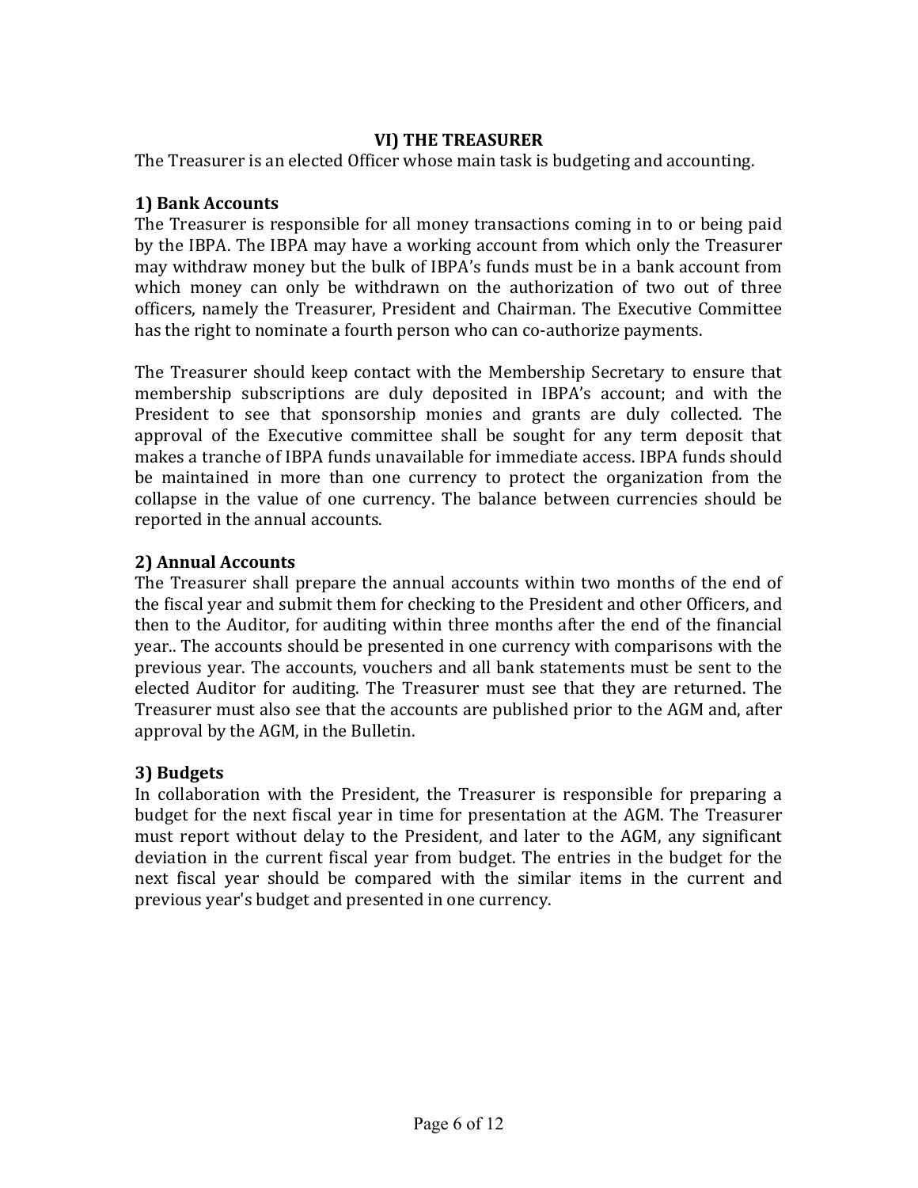## VI) THE TREASURER

The Treasurer is an elected Officer whose main task is budgeting and accounting.

### 1) Bank Accounts

The Treasurer is responsible for all money transactions coming in to or being paid by the IBPA. The IBPA may have a working account from which only the Treasurer may withdraw money but the bulk of IBPA's funds must be in a bank account from which money can only be withdrawn on the authorization of two out of three officers, namely the Treasurer, President and Chairman. The Executive Committee has the right to nominate a fourth person who can co-authorize payments.

The Treasurer should keep contact with the Membership Secretary to ensure that membership subscriptions are duly deposited in IBPA's account; and with the President to see that sponsorship monies and grants are duly collected. The approval of the Executive committee shall be sought for any term deposit that makes a tranche of IBPA funds unavailable for immediate access. IBPA funds should be maintained in more than one currency to protect the organization from the collapse in the value of one currency. The balance between currencies should be reported in the annual accounts.

### 2) Annual Accounts

The Treasurer shall prepare the annual accounts within two months of the end of the fiscal year and submit them for checking to the President and other Officers, and then to the Auditor, for auditing within three months after the end of the financial year.. The accounts should be presented in one currency with comparisons with the previous year. The accounts, vouchers and all bank statements must be sent to the elected Auditor for auditing. The Treasurer must see that they are returned. The Treasurer must also see that the accounts are published prior to the AGM and, after approval by the AGM, in the Bulletin.

### 3) Budgets

In collaboration with the President, the Treasurer is responsible for preparing a budget for the next fiscal year in time for presentation at the AGM. The Treasurer must report without delay to the President, and later to the AGM, any significant deviation in the current fiscal year from budget. The entries in the budget for the next fiscal year should be compared with the similar items in the current and previous year's budget and presented in one currency.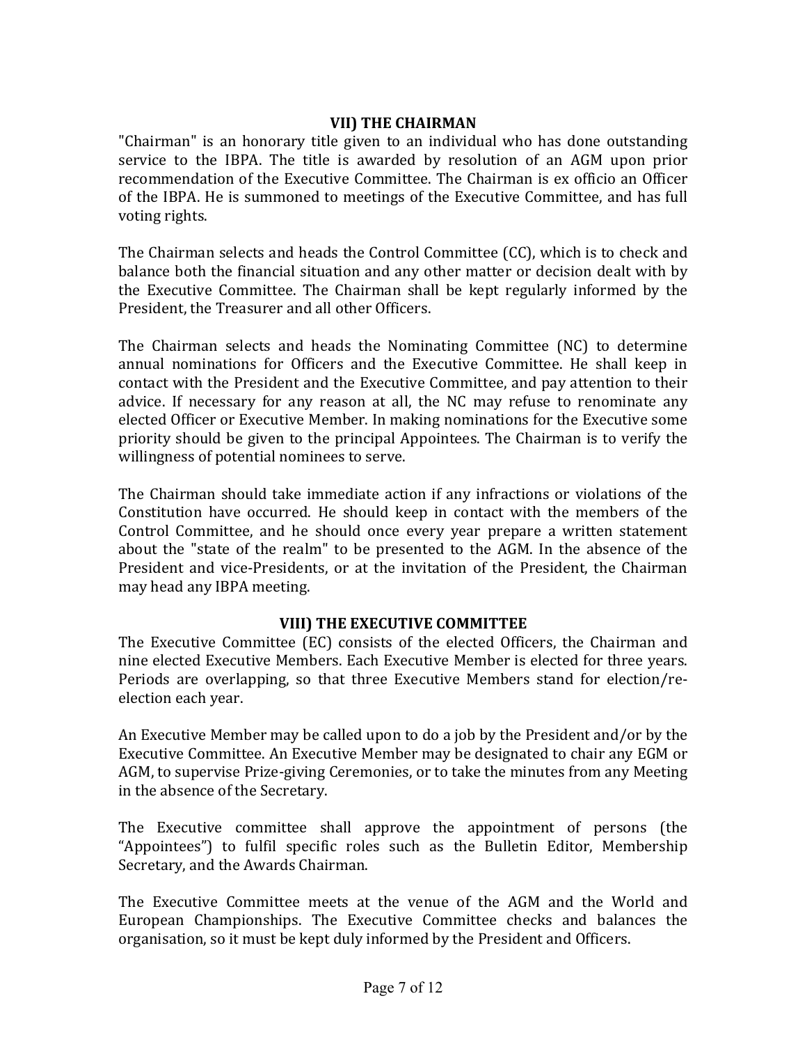## VII) THE CHAIRMAN

"Chairman" is an honorary title given to an individual who has done outstanding service to the IBPA. The title is awarded by resolution of an AGM upon prior recommendation of the Executive Committee. The Chairman is ex officio an Officer of the IBPA. He is summoned to meetings of the Executive Committee, and has full voting rights.

The Chairman selects and heads the Control Committee (CC), which is to check and balance both the financial situation and any other matter or decision dealt with by the Executive Committee. The Chairman shall be kept regularly informed by the President, the Treasurer and all other Officers.

The Chairman selects and heads the Nominating Committee (NC) to determine annual nominations for Officers and the Executive Committee. He shall keep in contact with the President and the Executive Committee, and pay attention to their advice. If necessary for any reason at all, the NC may refuse to renominate any elected Officer or Executive Member. In making nominations for the Executive some priority should be given to the principal Appointees. The Chairman is to verify the willingness of potential nominees to serve.

The Chairman should take immediate action if any infractions or violations of the Constitution have occurred. He should keep in contact with the members of the Control Committee, and he should once every year prepare a written statement about the "state of the realm" to be presented to the AGM. In the absence of the President and vice-Presidents, or at the invitation of the President, the Chairman may head any IBPA meeting.

## VIII) THE EXECUTIVE COMMITTEE

The Executive Committee (EC) consists of the elected Officers, the Chairman and nine elected Executive Members. Each Executive Member is elected for three years. Periods are overlapping, so that three Executive Members stand for election/re-election each year.

An Executive Member may be called upon to do a job by the President and/or by the Executive Committee. An Executive Member may be designated to chair any EGM or AGM, to supervise Prize-giving Ceremonies, or to take the minutes from any Meeting in the absence of the Secretary.

The Executive committee shall approve the appointment of persons (the "Appointees") to fulfil specific roles such as the Bulletin Editor, Membership Secretary, and the Awards Chairman.

The Executive Committee meets at the venue of the AGM and the World and European Championships. The Executive Committee checks and balances the organisation, so it must be kept duly informed by the President and Officers.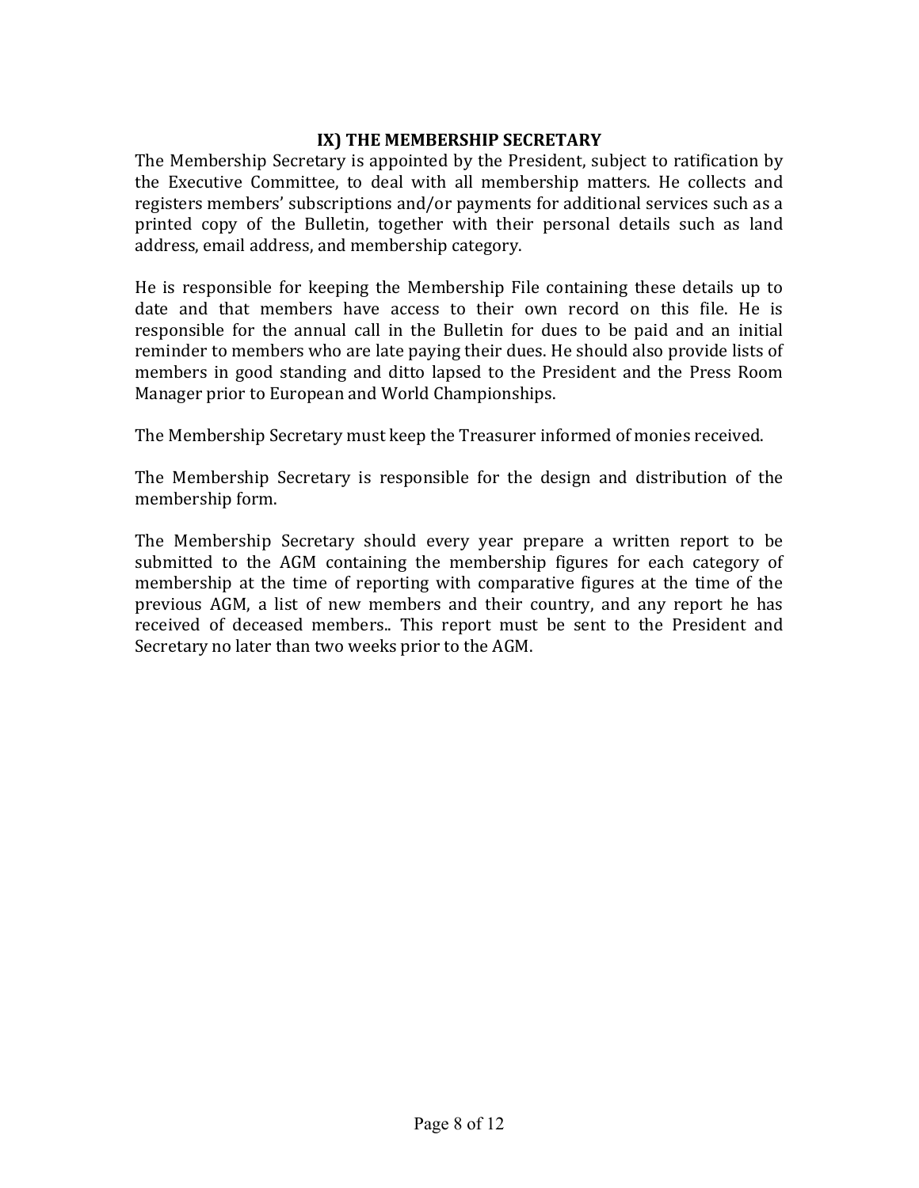## IX) THE MEMBERSHIP SECRETARY

The Membership Secretary is appointed by the President, subject to ratification by the Executive Committee, to deal with all membership matters. He collects and registers members' subscriptions and/or payments for additional services such as a printed copy of the Bulletin, together with their personal details such as land address, email address, and membership category.

He is responsible for keeping the Membership File containing these details up to date and that members have access to their own record on this file. He is responsible for the annual call in the Bulletin for dues to be paid and an initial reminder to members who are late paying their dues. He should also provide lists of members in good standing and ditto lapsed to the President and the Press Room Manager prior to European and World Championships.

The Membership Secretary must keep the Treasurer informed of monies received.

The Membership Secretary is responsible for the design and distribution of the membership form.

The Membership Secretary should every year prepare a written report to be submitted to the AGM containing the membership figures for each category of membership at the time of reporting with comparative figures at the time of the previous AGM, a list of new members and their country, and any report he has received of deceased members.. This report must be sent to the President and Secretary no later than two weeks prior to the AGM.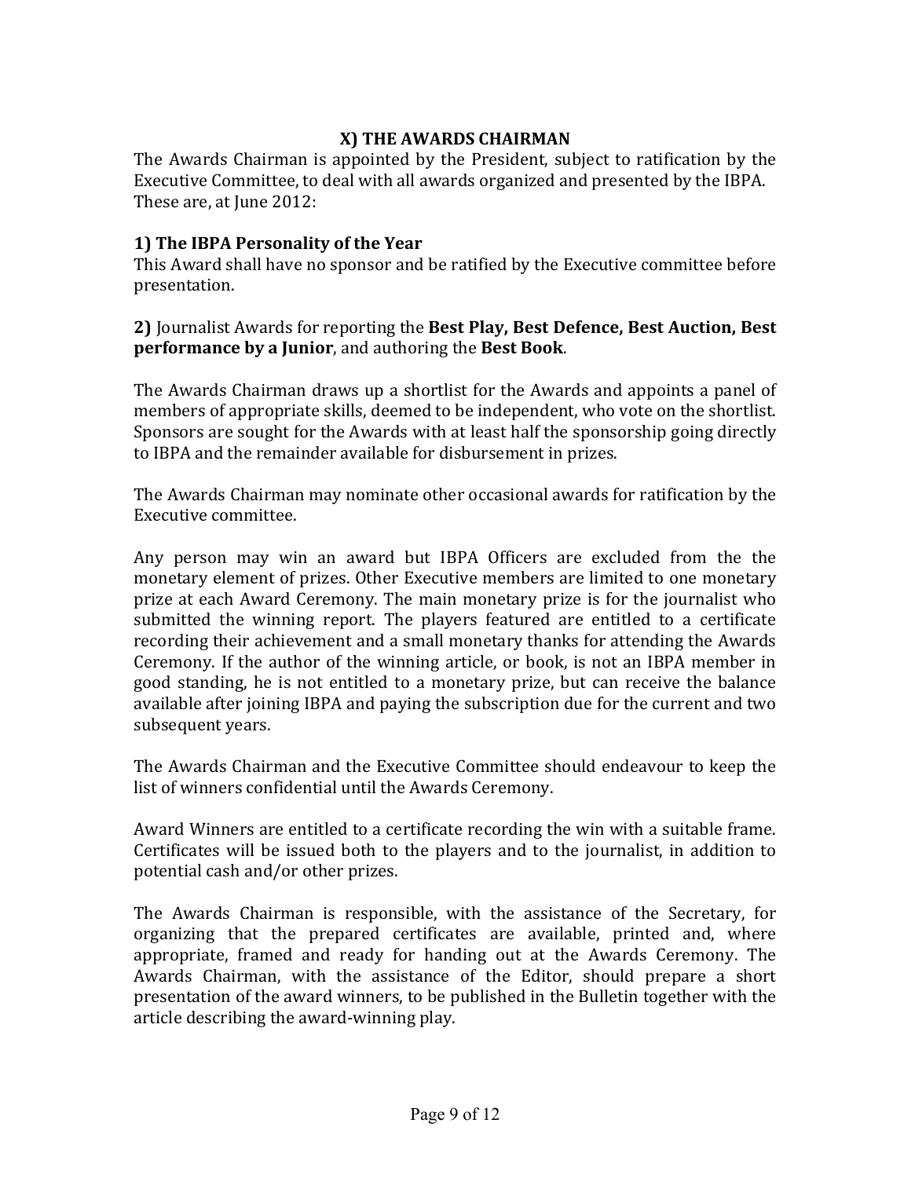## X) THE AWARDS CHAIRMAN

The Awards Chairman is appointed by the President, subject to ratification by the Executive Committee, to deal with all awards organized and presented by the IBPA. These are, at June 2012:

### 1) The IBPA Personality of the Year

This Award shall have no sponsor and be ratified by the Executive committee before presentation.

**2)** Journalist Awards for reporting the **Best Play, Best Defence, Best Auction, Best performance by a Junior**, and authoring the **Best Book**.

The Awards Chairman draws up a shortlist for the Awards and appoints a panel of members of appropriate skills, deemed to be independent, who vote on the shortlist. Sponsors are sought for the Awards with at least half the sponsorship going directly to IBPA and the remainder available for disbursement in prizes.

The Awards Chairman may nominate other occasional awards for ratification by the Executive committee.

Any person may win an award but IBPA Officers are excluded from the the monetary element of prizes. Other Executive members are limited to one monetary prize at each Award Ceremony. The main monetary prize is for the journalist who submitted the winning report. The players featured are entitled to a certificate recording their achievement and a small monetary thanks for attending the Awards Ceremony. If the author of the winning article, or book, is not an IBPA member in good standing, he is not entitled to a monetary prize, but can receive the balance available after joining IBPA and paying the subscription due for the current and two subsequent years.

The Awards Chairman and the Executive Committee should endeavour to keep the list of winners confidential until the Awards Ceremony.

Award Winners are entitled to a certificate recording the win with a suitable frame. Certificates will be issued both to the players and to the journalist, in addition to potential cash and/or other prizes.

The Awards Chairman is responsible, with the assistance of the Secretary, for organizing that the prepared certificates are available, printed and, where appropriate, framed and ready for handing out at the Awards Ceremony. The Awards Chairman, with the assistance of the Editor, should prepare a short presentation of the award winners, to be published in the Bulletin together with the article describing the award-winning play.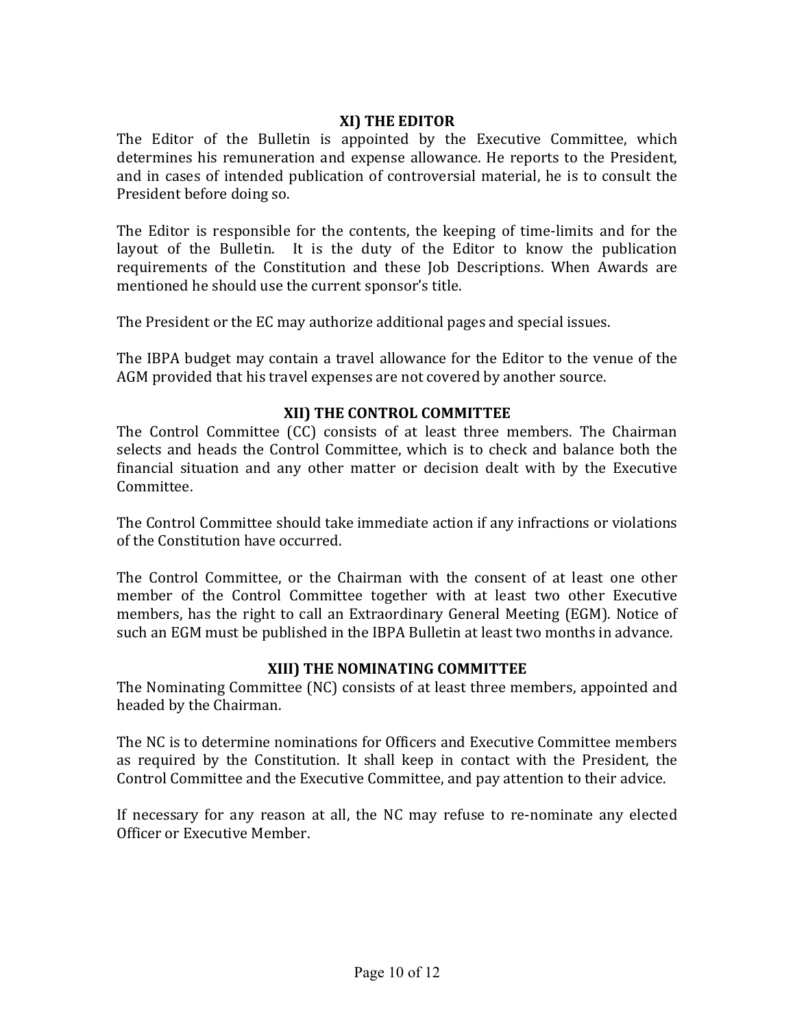### XI) THE EDITOR

The Editor of the Bulletin is appointed by the Executive Committee, which determines his remuneration and expense allowance. He reports to the President, and in cases of intended publication of controversial material, he is to consult the President before doing so.

The Editor is responsible for the contents, the keeping of time-limits and for the layout of the Bulletin. It is the duty of the Editor to know the publication requirements of the Constitution and these Job Descriptions. When Awards are mentioned he should use the current sponsor's title.

The President or the EC may authorize additional pages and special issues.

The IBPA budget may contain a travel allowance for the Editor to the venue of the AGM provided that his travel expenses are not covered by another source.

### XII) THE CONTROL COMMITTEE

The Control Committee (CC) consists of at least three members. The Chairman selects and heads the Control Committee, which is to check and balance both the financial situation and any other matter or decision dealt with by the Executive Committee.

The Control Committee should take immediate action if any infractions or violations of the Constitution have occurred.

The Control Committee, or the Chairman with the consent of at least one other member of the Control Committee together with at least two other Executive members, has the right to call an Extraordinary General Meeting (EGM). Notice of such an EGM must be published in the IBPA Bulletin at least two months in advance.

### XIII) THE NOMINATING COMMITTEE

The Nominating Committee (NC) consists of at least three members, appointed and headed by the Chairman.

The NC is to determine nominations for Officers and Executive Committee members as required by the Constitution. It shall keep in contact with the President, the Control Committee and the Executive Committee, and pay attention to their advice.

If necessary for any reason at all, the NC may refuse to re-nominate any elected Officer or Executive Member.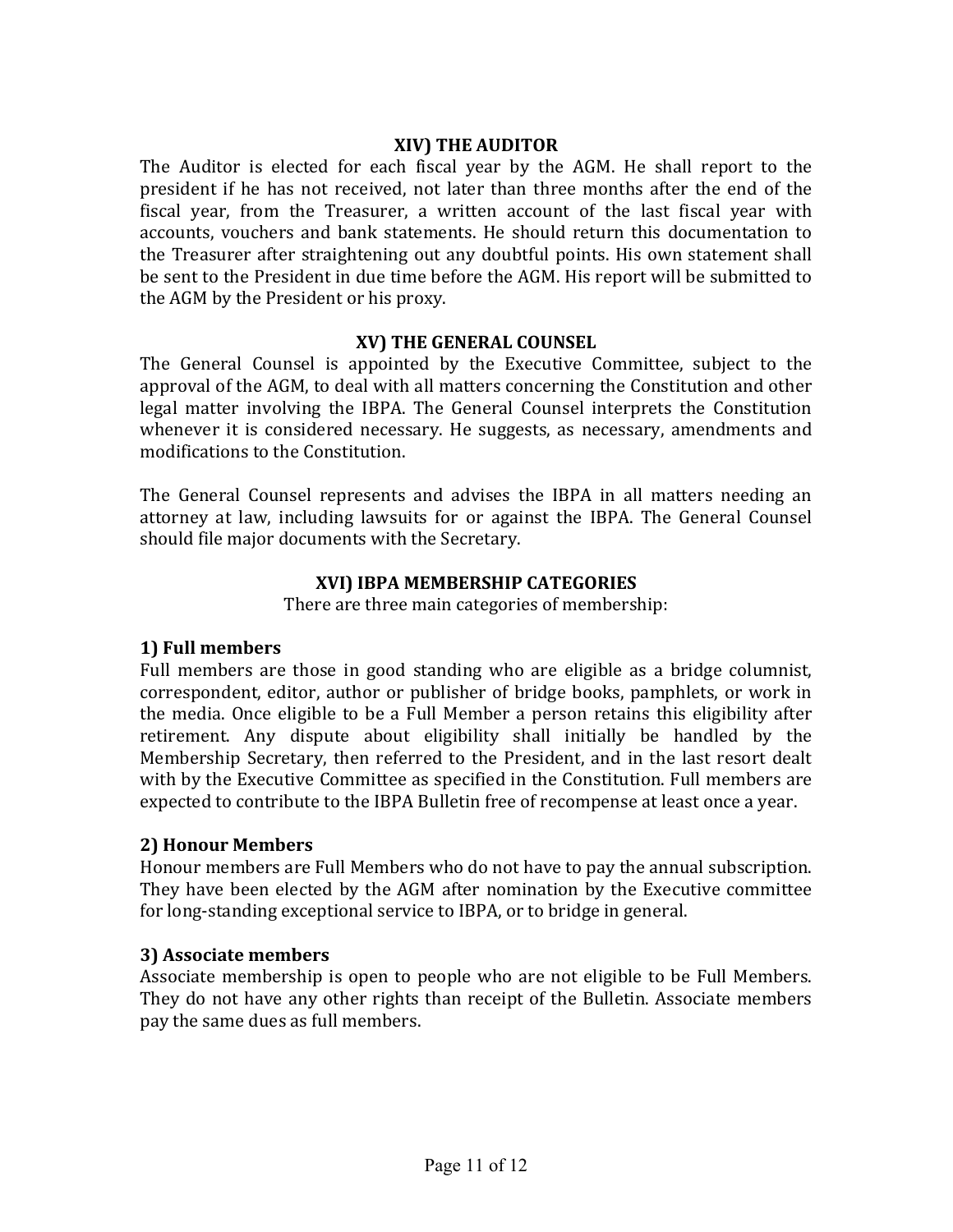## XIV) THE AUDITOR

The Auditor is elected for each fiscal year by the AGM. He shall report to the president if he has not received, not later than three months after the end of the fiscal year, from the Treasurer, a written account of the last fiscal year with accounts, vouchers and bank statements. He should return this documentation to the Treasurer after straightening out any doubtful points. His own statement shall be sent to the President in due time before the AGM. His report will be submitted to the AGM by the President or his proxy.

## XV) THE GENERAL COUNSEL

The General Counsel is appointed by the Executive Committee, subject to the approval of the AGM, to deal with all matters concerning the Constitution and other legal matter involving the IBPA. The General Counsel interprets the Constitution whenever it is considered necessary. He suggests, as necessary, amendments and modifications to the Constitution.

The General Counsel represents and advises the IBPA in all matters needing an attorney at law, including lawsuits for or against the IBPA. The General Counsel should file major documents with the Secretary.

## XVI) IBPA MEMBERSHIP CATEGORIES

There are three main categories of membership:

### 1) Full members

Full members are those in good standing who are eligible as a bridge columnist, correspondent, editor, author or publisher of bridge books, pamphlets, or work in the media. Once eligible to be a Full Member a person retains this eligibility after retirement. Any dispute about eligibility shall initially be handled by the Membership Secretary, then referred to the President, and in the last resort dealt with by the Executive Committee as specified in the Constitution. Full members are expected to contribute to the IBPA Bulletin free of recompense at least once a year.

### 2) Honour Members

Honour members are Full Members who do not have to pay the annual subscription. They have been elected by the AGM after nomination by the Executive committee for long-standing exceptional service to IBPA, or to bridge in general.

### 3) Associate members

Associate membership is open to people who are not eligible to be Full Members. They do not have any other rights than receipt of the Bulletin. Associate members pay the same dues as full members.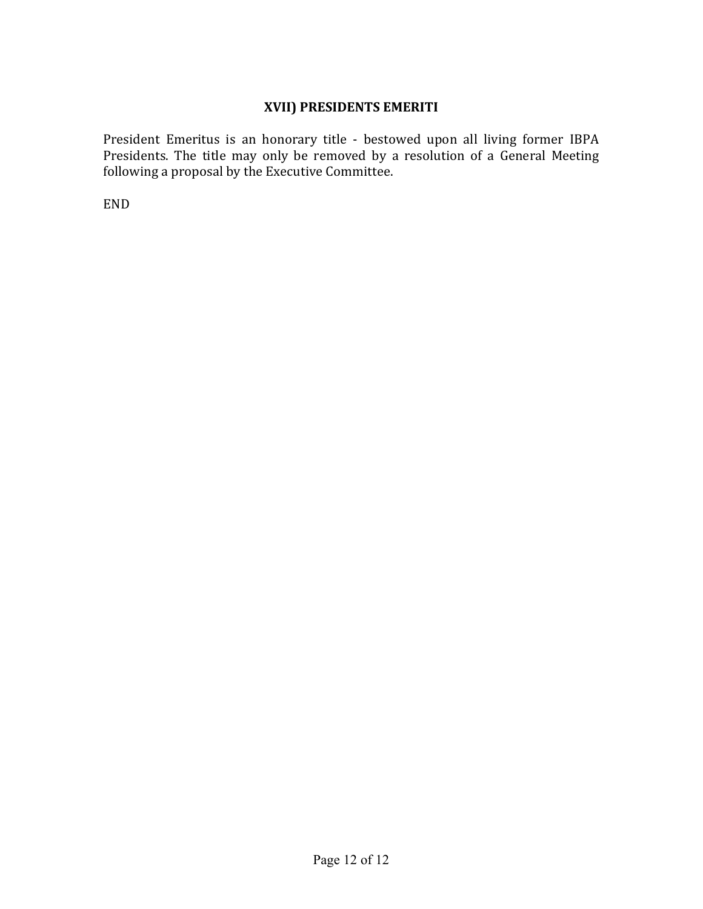## XVII) PRESIDENTS EMERITI

President Emeritus is an honorary title - bestowed upon all living former IBPA Presidents. The title may only be removed by a resolution of a General Meeting following a proposal by the Executive Committee.

END